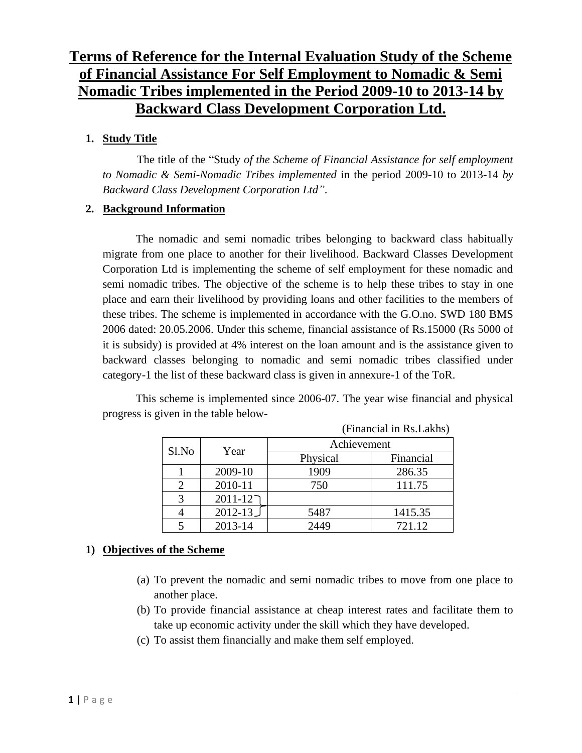# Terms of Reference for the Internal Evaluation Study of the Scheme of Financial Assistance For Self Employment to Nomadic & Semi Nomadic Tribes implemented in the Period 2009-10 to 2013-14 by Backward Class Development Corporation Ltd.

## 1. Study Title

The title of the "Study *of the Scheme of Financial Assistance for self employment to Nomadic & Semi-Nomadic Tribes implemented* in the period 2009-10 to 2013-14 *by Backward Class Development Corporation Ltd"*.

## 2. Background Information

The nomadic and semi nomadic tribes belonging to backward class habitually migrate from one place to another for their livelihood. Backward Classes Development Corporation Ltd is implementing the scheme of self employment for these nomadic and semi nomadic tribes. The objective of the scheme is to help these tribes to stay in one place and earn their livelihood by providing loans and other facilities to the members of these tribes. The scheme is implemented in accordance with the G.O.no. SWD 180 BMS 2006 dated: 20.05.2006. Under this scheme, financial assistance of Rs.15000 (Rs 5000 of it is subsidy) is provided at 4% interest on the loan amount and is the assistance given to backward classes belonging to nomadic and semi nomadic tribes classified under category-1 the list of these backward class is given in annexure-1 of the ToR.

This scheme is implemented since 2006-07. The year wise financial and physical progress is given in the table below-

(Financial in Rs.Lakhs)

| Sl.No | Year | Achievement | |
|---|---|---|---|
| | | Physical | Financial |
| 1 | 2009-10 | 1909 | 286.35 |
| 2 | 2010-11 | 750 | 111.75 |
| 3 | 2011-12 } | | |
| 4 | 2012-13 } | 5487 | 1415.35 |
| 5 | 2013-14 | 2449 | 721.12 |

## 1) Objectives of the Scheme

(a) To prevent the nomadic and semi nomadic tribes to move from one place to another place.

(b) To provide financial assistance at cheap interest rates and facilitate them to take up economic activity under the skill which they have developed.

(c) To assist them financially and make them self employed.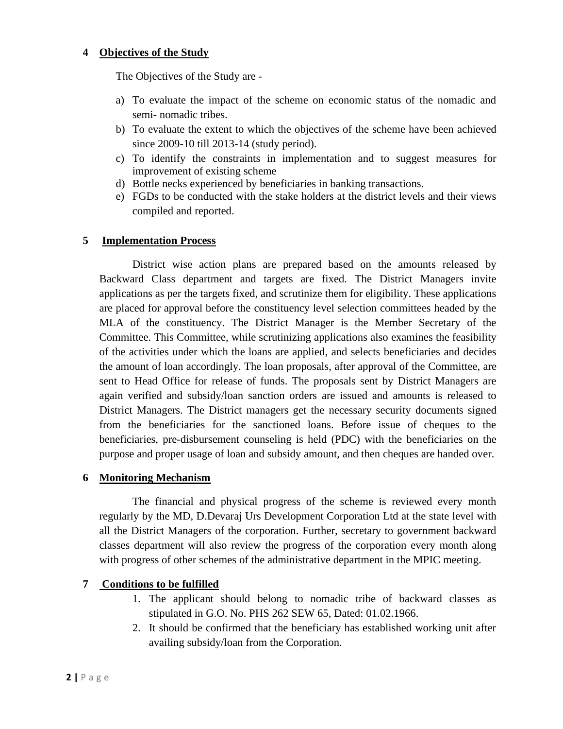## 4 Objectives of the Study

The Objectives of the Study are -

a) To evaluate the impact of the scheme on economic status of the nomadic and semi- nomadic tribes.
b) To evaluate the extent to which the objectives of the scheme have been achieved since 2009-10 till 2013-14 (study period).
c) To identify the constraints in implementation and to suggest measures for improvement of existing scheme
d) Bottle necks experienced by beneficiaries in banking transactions.
e) FGDs to be conducted with the stake holders at the district levels and their views compiled and reported.

## 5 Implementation Process

District wise action plans are prepared based on the amounts released by Backward Class department and targets are fixed. The District Managers invite applications as per the targets fixed, and scrutinize them for eligibility. These applications are placed for approval before the constituency level selection committees headed by the MLA of the constituency. The District Manager is the Member Secretary of the Committee. This Committee, while scrutinizing applications also examines the feasibility of the activities under which the loans are applied, and selects beneficiaries and decides the amount of loan accordingly. The loan proposals, after approval of the Committee, are sent to Head Office for release of funds. The proposals sent by District Managers are again verified and subsidy/loan sanction orders are issued and amounts is released to District Managers. The District managers get the necessary security documents signed from the beneficiaries for the sanctioned loans. Before issue of cheques to the beneficiaries, pre-disbursement counseling is held (PDC) with the beneficiaries on the purpose and proper usage of loan and subsidy amount, and then cheques are handed over.

## 6 Monitoring Mechanism

The financial and physical progress of the scheme is reviewed every month regularly by the MD, D.Devaraj Urs Development Corporation Ltd at the state level with all the District Managers of the corporation. Further, secretary to government backward classes department will also review the progress of the corporation every month along with progress of other schemes of the administrative department in the MPIC meeting.

## 7 Conditions to be fulfilled

1. The applicant should belong to nomadic tribe of backward classes as stipulated in G.O. No. PHS 262 SEW 65, Dated: 01.02.1966.
2. It should be confirmed that the beneficiary has established working unit after availing subsidy/loan from the Corporation.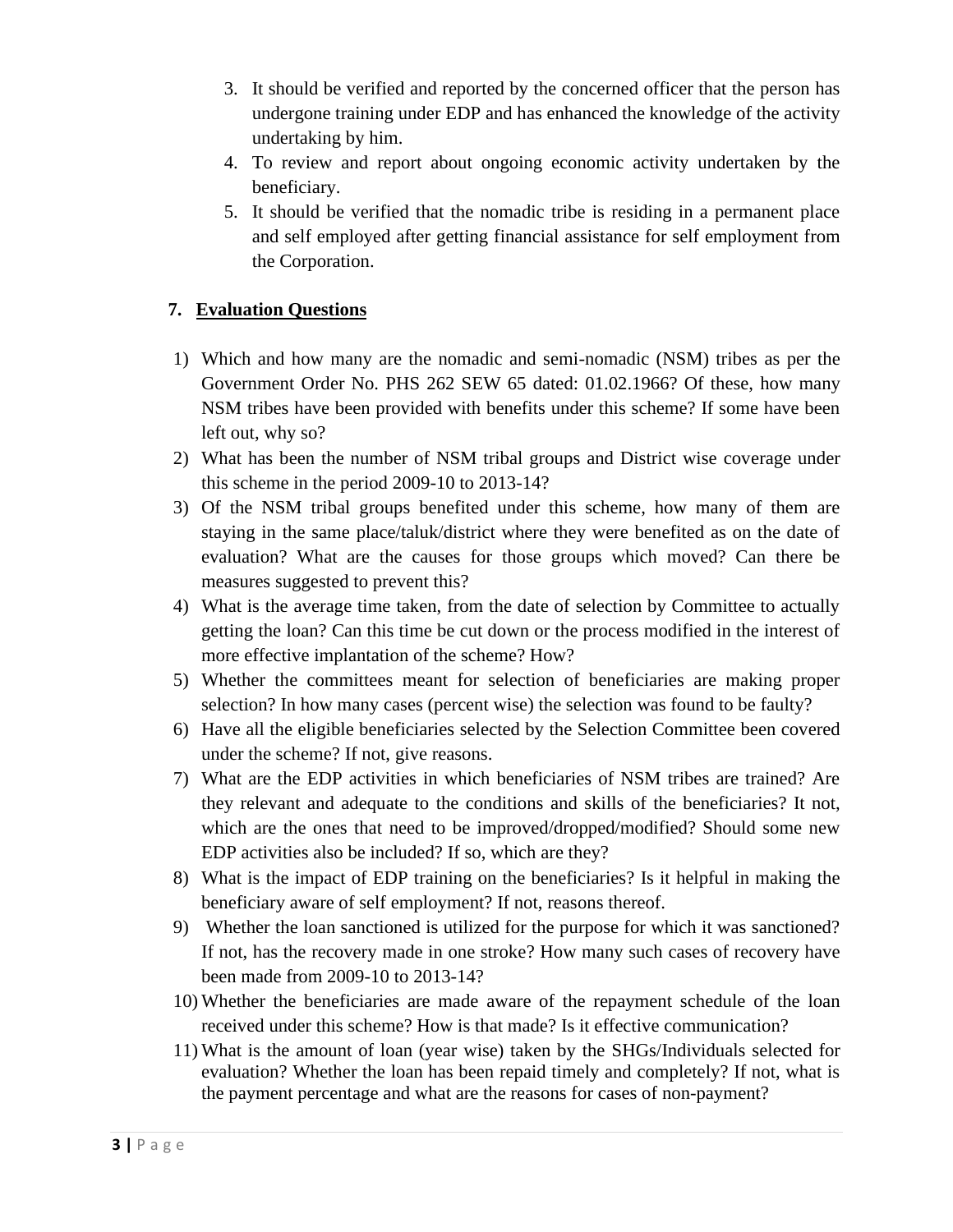3. It should be verified and reported by the concerned officer that the person has undergone training under EDP and has enhanced the knowledge of the activity undertaking by him.
4. To review and report about ongoing economic activity undertaken by the beneficiary.
5. It should be verified that the nomadic tribe is residing in a permanent place and self employed after getting financial assistance for self employment from the Corporation.

## 7. Evaluation Questions

1) Which and how many are the nomadic and semi-nomadic (NSM) tribes as per the Government Order No. PHS 262 SEW 65 dated: 01.02.1966? Of these, how many NSM tribes have been provided with benefits under this scheme? If some have been left out, why so?
2) What has been the number of NSM tribal groups and District wise coverage under this scheme in the period 2009-10 to 2013-14?
3) Of the NSM tribal groups benefited under this scheme, how many of them are staying in the same place/taluk/district where they were benefited as on the date of evaluation? What are the causes for those groups which moved? Can there be measures suggested to prevent this?
4) What is the average time taken, from the date of selection by Committee to actually getting the loan? Can this time be cut down or the process modified in the interest of more effective implantation of the scheme? How?
5) Whether the committees meant for selection of beneficiaries are making proper selection? In how many cases (percent wise) the selection was found to be faulty?
6) Have all the eligible beneficiaries selected by the Selection Committee been covered under the scheme? If not, give reasons.
7) What are the EDP activities in which beneficiaries of NSM tribes are trained? Are they relevant and adequate to the conditions and skills of the beneficiaries? It not, which are the ones that need to be improved/dropped/modified? Should some new EDP activities also be included? If so, which are they?
8) What is the impact of EDP training on the beneficiaries? Is it helpful in making the beneficiary aware of self employment? If not, reasons thereof.
9) Whether the loan sanctioned is utilized for the purpose for which it was sanctioned? If not, has the recovery made in one stroke? How many such cases of recovery have been made from 2009-10 to 2013-14?
10) Whether the beneficiaries are made aware of the repayment schedule of the loan received under this scheme? How is that made? Is it effective communication?
11) What is the amount of loan (year wise) taken by the SHGs/Individuals selected for evaluation? Whether the loan has been repaid timely and completely? If not, what is the payment percentage and what are the reasons for cases of non-payment?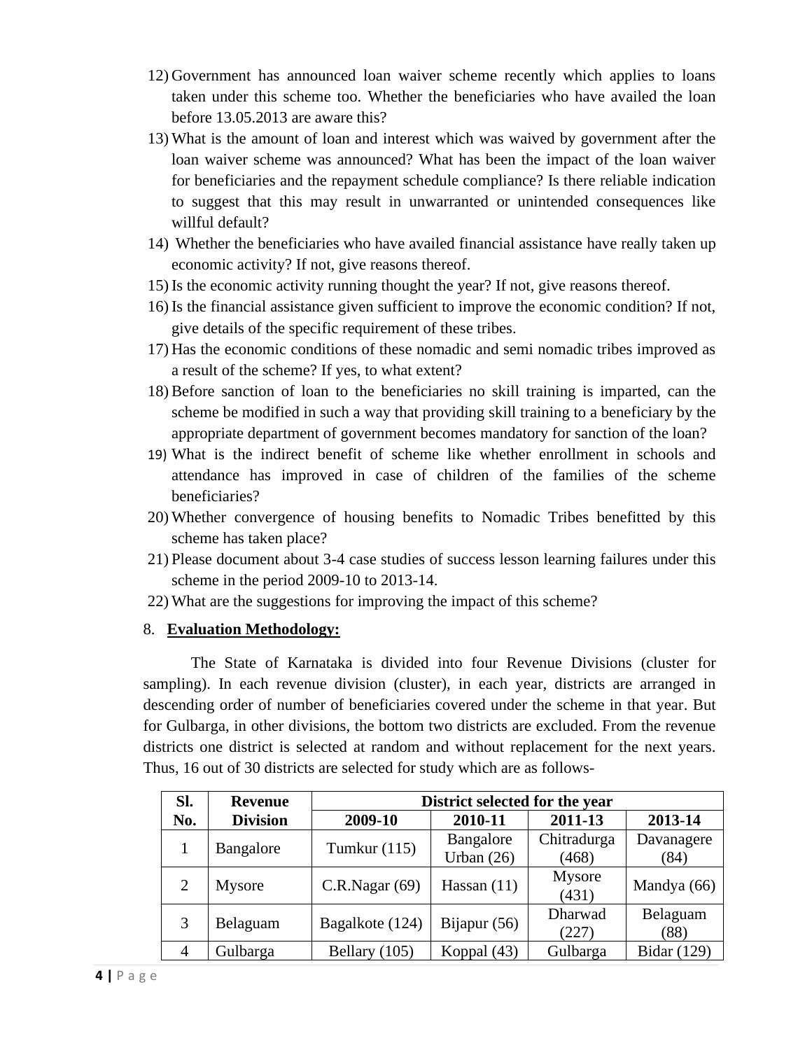12) Government has announced loan waiver scheme recently which applies to loans taken under this scheme too. Whether the beneficiaries who have availed the loan before 13.05.2013 are aware this?
13) What is the amount of loan and interest which was waived by government after the loan waiver scheme was announced? What has been the impact of the loan waiver for beneficiaries and the repayment schedule compliance? Is there reliable indication to suggest that this may result in unwarranted or unintended consequences like willful default?
14) Whether the beneficiaries who have availed financial assistance have really taken up economic activity? If not, give reasons thereof.
15) Is the economic activity running thought the year? If not, give reasons thereof.
16) Is the financial assistance given sufficient to improve the economic condition? If not, give details of the specific requirement of these tribes.
17) Has the economic conditions of these nomadic and semi nomadic tribes improved as a result of the scheme? If yes, to what extent?
18) Before sanction of loan to the beneficiaries no skill training is imparted, can the scheme be modified in such a way that providing skill training to a beneficiary by the appropriate department of government becomes mandatory for sanction of the loan?
19) What is the indirect benefit of scheme like whether enrollment in schools and attendance has improved in case of children of the families of the scheme beneficiaries?
20) Whether convergence of housing benefits to Nomadic Tribes benefitted by this scheme has taken place?
21) Please document about 3-4 case studies of success lesson learning failures under this scheme in the period 2009-10 to 2013-14.
22) What are the suggestions for improving the impact of this scheme?

8. **Evaluation Methodology:**

The State of Karnataka is divided into four Revenue Divisions (cluster for sampling). In each revenue division (cluster), in each year, districts are arranged in descending order of number of beneficiaries covered under the scheme in that year. But for Gulbarga, in other divisions, the bottom two districts are excluded. From the revenue districts one district is selected at random and without replacement for the next years. Thus, 16 out of 30 districts are selected for study which are as follows-

| Sl. No. | Revenue Division | District selected for the year | | | |
|---|---|---|---|---|---|
| | | 2009-10 | 2010-11 | 2011-13 | 2013-14 |
| 1 | Bangalore | Tumkur (115) | Bangalore Urban (26) | Chitradurga (468) | Davanagere (84) |
| 2 | Mysore | C.R.Nagar (69) | Hassan (11) | Mysore (431) | Mandya (66) |
| 3 | Belaguam | Bagalkote (124) | Bijapur (56) | Dharwad (227) | Belaguam (88) |
| 4 | Gulbarga | Bellary (105) | Koppal (43) | Gulbarga | Bidar (129) |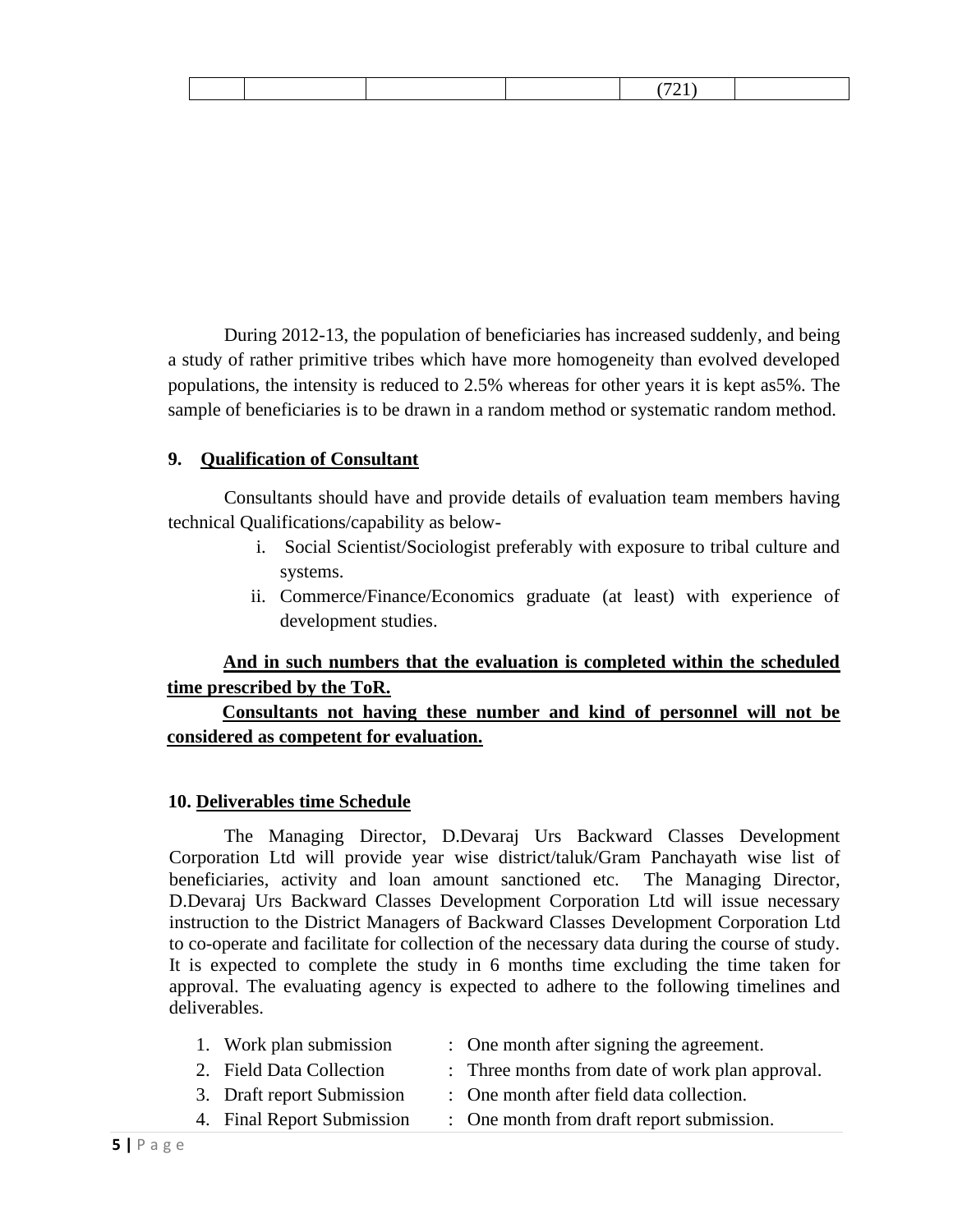| | | | | (721) | |
|---|---|---|---|---|---|

During 2012-13, the population of beneficiaries has increased suddenly, and being a study of rather primitive tribes which have more homogeneity than evolved developed populations, the intensity is reduced to 2.5% whereas for other years it is kept as5%. The sample of beneficiaries is to be drawn in a random method or systematic random method.

**9. Qualification of Consultant**

Consultants should have and provide details of evaluation team members having technical Qualifications/capability as below-

i. Social Scientist/Sociologist preferably with exposure to tribal culture and systems.
ii. Commerce/Finance/Economics graduate (at least) with experience of development studies.

**And in such numbers that the evaluation is completed within the scheduled time prescribed by the ToR.**

**Consultants not having these number and kind of personnel will not be considered as competent for evaluation.**

**10. Deliverables time Schedule**

The Managing Director, D.Devaraj Urs Backward Classes Development Corporation Ltd will provide year wise district/taluk/Gram Panchayath wise list of beneficiaries, activity and loan amount sanctioned etc. The Managing Director, D.Devaraj Urs Backward Classes Development Corporation Ltd will issue necessary instruction to the District Managers of Backward Classes Development Corporation Ltd to co-operate and facilitate for collection of the necessary data during the course of study. It is expected to complete the study in 6 months time excluding the time taken for approval. The evaluating agency is expected to adhere to the following timelines and deliverables.

1. Work plan submission : One month after signing the agreement.
2. Field Data Collection : Three months from date of work plan approval.
3. Draft report Submission : One month after field data collection.
4. Final Report Submission : One month from draft report submission.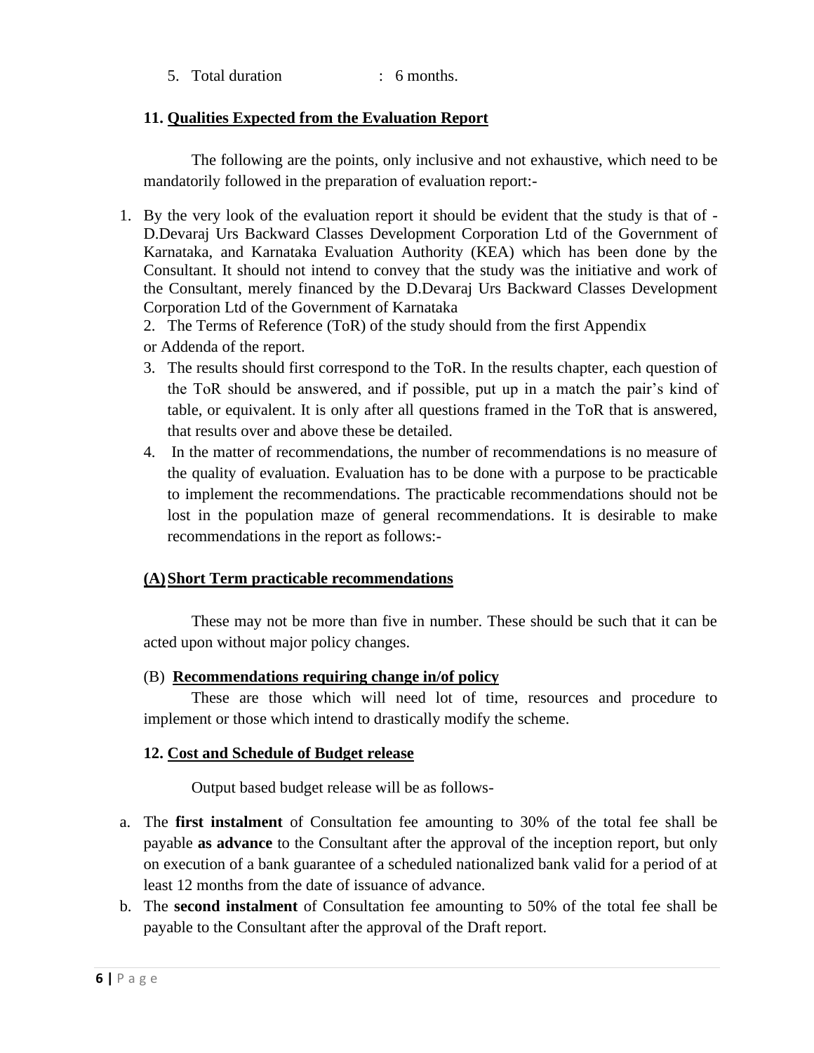5. Total duration : 6 months.

## 11. Qualities Expected from the Evaluation Report

The following are the points, only inclusive and not exhaustive, which need to be mandatorily followed in the preparation of evaluation report:-

1. By the very look of the evaluation report it should be evident that the study is that of - D.Devaraj Urs Backward Classes Development Corporation Ltd of the Government of Karnataka, and Karnataka Evaluation Authority (KEA) which has been done by the Consultant. It should not intend to convey that the study was the initiative and work of the Consultant, merely financed by the D.Devaraj Urs Backward Classes Development Corporation Ltd of the Government of Karnataka
2. The Terms of Reference (ToR) of the study should from the first Appendix or Addenda of the report.
3. The results should first correspond to the ToR. In the results chapter, each question of the ToR should be answered, and if possible, put up in a match the pair's kind of table, or equivalent. It is only after all questions framed in the ToR that is answered, that results over and above these be detailed.
4. In the matter of recommendations, the number of recommendations is no measure of the quality of evaluation. Evaluation has to be done with a purpose to be practicable to implement the recommendations. The practicable recommendations should not be lost in the population maze of general recommendations. It is desirable to make recommendations in the report as follows:-

### (A) Short Term practicable recommendations

These may not be more than five in number. These should be such that it can be acted upon without major policy changes.

### (B) Recommendations requiring change in/of policy

These are those which will need lot of time, resources and procedure to implement or those which intend to drastically modify the scheme.

## 12. Cost and Schedule of Budget release

Output based budget release will be as follows-

a. The **first instalment** of Consultation fee amounting to 30% of the total fee shall be payable **as advance** to the Consultant after the approval of the inception report, but only on execution of a bank guarantee of a scheduled nationalized bank valid for a period of at least 12 months from the date of issuance of advance.
b. The **second instalment** of Consultation fee amounting to 50% of the total fee shall be payable to the Consultant after the approval of the Draft report.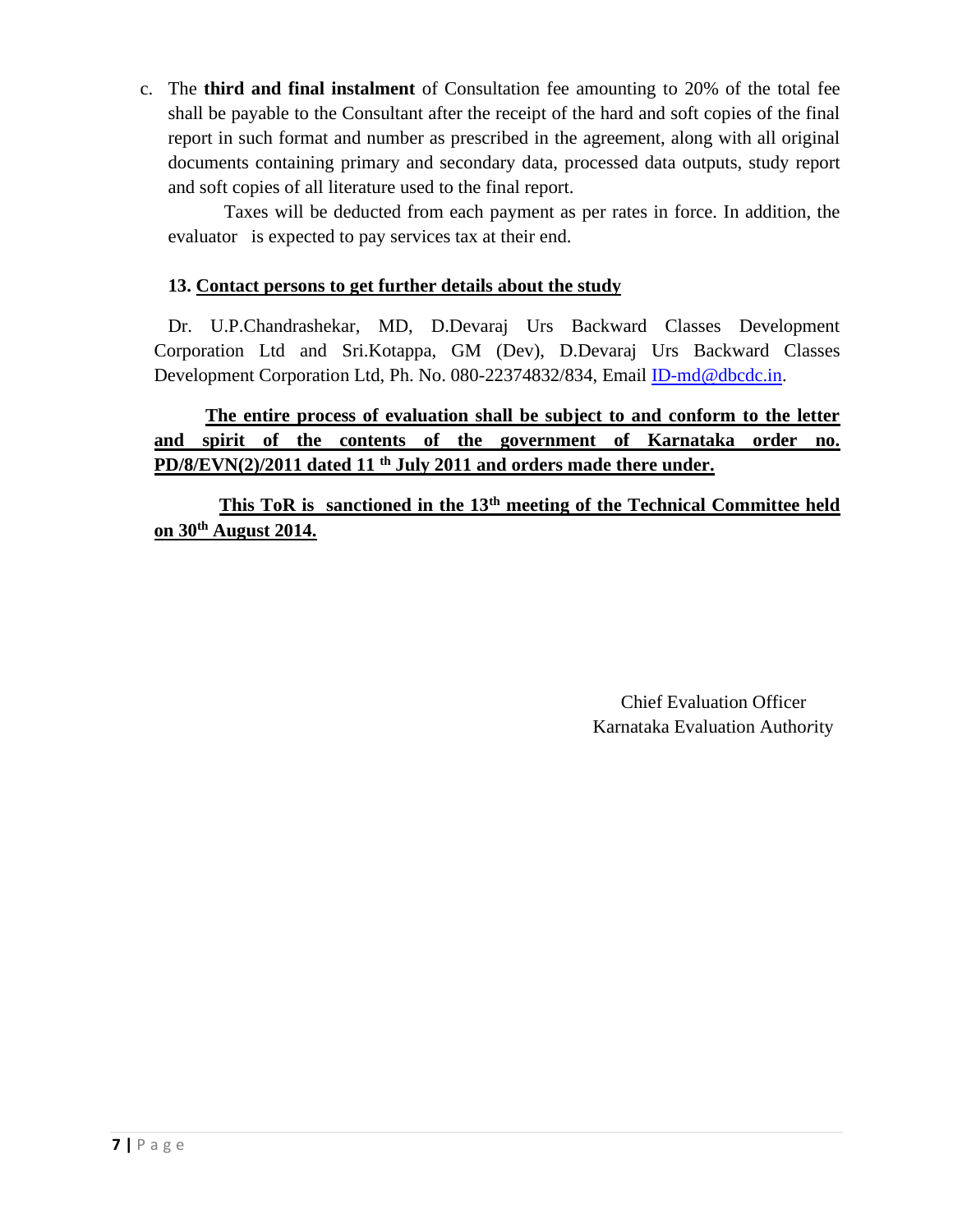c. The **third and final instalment** of Consultation fee amounting to 20% of the total fee shall be payable to the Consultant after the receipt of the hard and soft copies of the final report in such format and number as prescribed in the agreement, along with all original documents containing primary and secondary data, processed data outputs, study report and soft copies of all literature used to the final report.

Taxes will be deducted from each payment as per rates in force. In addition, the evaluator is expected to pay services tax at their end.

**13. Contact persons to get further details about the study**

Dr. U.P.Chandrashekar, MD, D.Devaraj Urs Backward Classes Development Corporation Ltd and Sri.Kotappa, GM (Dev), D.Devaraj Urs Backward Classes Development Corporation Ltd, Ph. No. 080-22374832/834, Email ID-md@dbcdc.in.

**The entire process of evaluation shall be subject to and conform to the letter and spirit of the contents of the government of Karnataka order no. PD/8/EVN(2)/2011 dated 11 th July 2011 and orders made there under.**

**This ToR is sanctioned in the 13th meeting of the Technical Committee held on 30th August 2014.**

Chief Evaluation Officer
Karnataka Evaluation Authority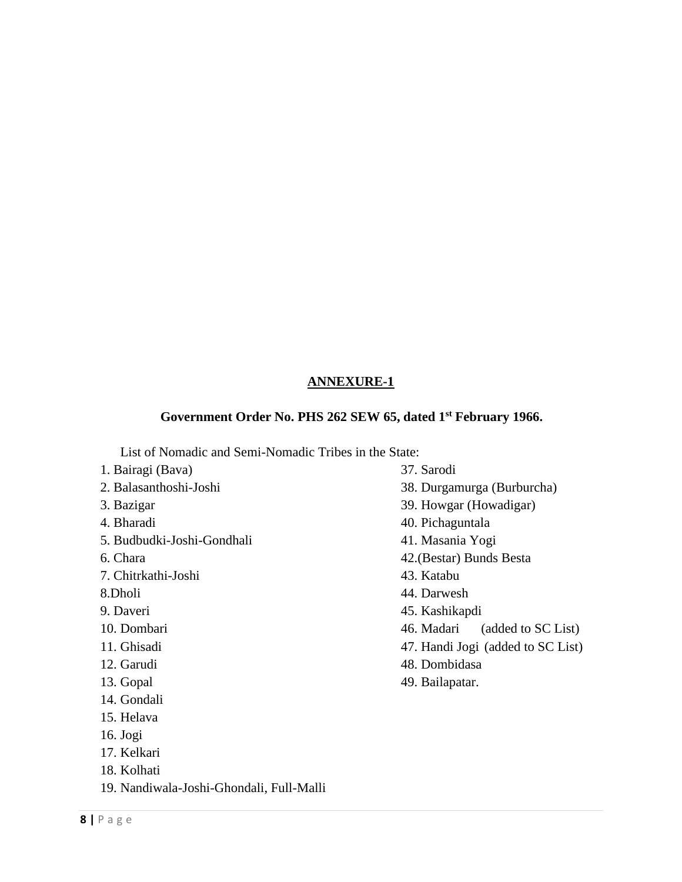## ANNEXURE-1

**Government Order No. PHS 262 SEW 65, dated 1st February 1966.**

List of Nomadic and Semi-Nomadic Tribes in the State:

1. Bairagi (Bava)
2. Balasanthoshi-Joshi
3. Bazigar
4. Bharadi
5. Budbudki-Joshi-Gondhali
6. Chara
7. Chitrkathi-Joshi
8. Dholi
9. Daveri
10. Dombari
11. Ghisadi
12. Garudi
13. Gopal
14. Gondali
15. Helava
16. Jogi
17. Kelkari
18. Kolhati
19. Nandiwala-Joshi-Ghondali, Full-Malli

37. Sarodi
38. Durgamurga (Burburcha)
39. Howgar (Howadigar)
40. Pichaguntala
41. Masania Yogi
42. (Bestar) Bunds Besta
43. Katabu
44. Darwesh
45. Kashikapdi
46. Madari (added to SC List)
47. Handi Jogi (added to SC List)
48. Dombidasa
49. Bailapatar.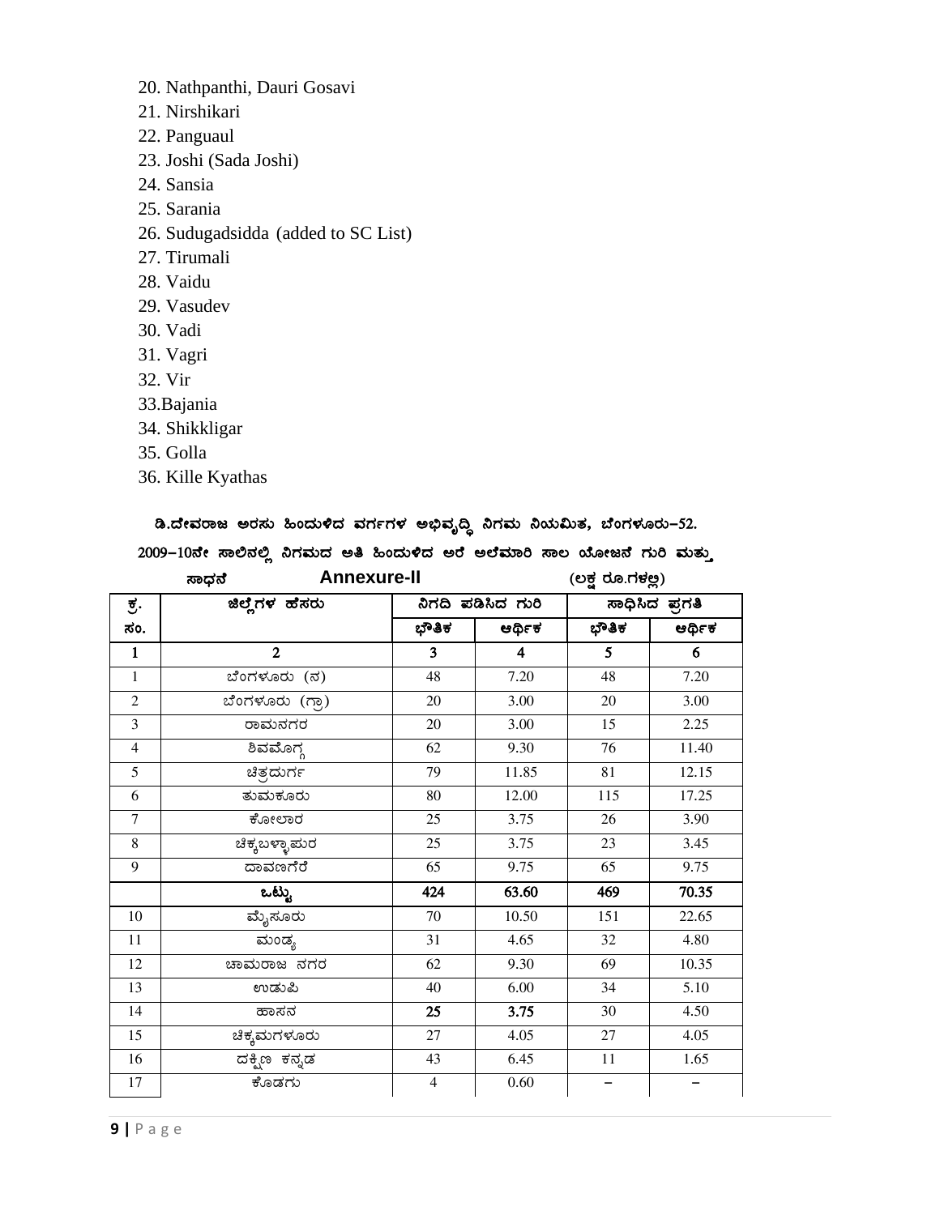20. Nathpanthi, Dauri Gosavi
21. Nirshikari
22. Panguaul
23. Joshi (Sada Joshi)
24. Sansia
25. Sarania
26. Sudugadsidda (added to SC List)
27. Tirumali
28. Vaidu
29. Vasudev
30. Vadi
31. Vagri
32. Vir
33. Bajania
34. Shikkligar
35. Golla
36. Kille Kyathas

**ಡಿ.ದೇವರಾಜ ಅರಸು ಹಿಂದುಳಿದ ವರ್ಗಗಳ ಅಭಿವೃದ್ಧಿ ನಿಗಮ ನಿಯಮಿತ, ಬೆಂಗಳೂರು-52.**

**2009-10ನೇ ಸಾಲಿನಲ್ಲಿ ನಿಗಮದ ಅತಿ ಹಿಂದುಳಿದ ಅರೆ ಅಲೆಮಾರಿ ಸಾಲ ಯೋಜನೆ ಗುರಿ ಮತ್ತು ಸಾಧನೆ**

**Annexure-II**

(ಲಕ್ಷ ರೂ.ಗಳಲ್ಲಿ)

| ಕ್ರ. ಸಂ. | ಜಿಲ್ಲೆಗಳ ಹೆಸರು | ನಿಗದಿ ಪಡಿಸಿದ ಗುರಿ | | ಸಾಧಿಸಿದ ಪ್ರಗತಿ | |
|---|---|---|---|---|---|
| | | ಭೌತಿಕ | ಆರ್ಥಿಕ | ಭೌತಿಕ | ಆರ್ಥಿಕ |
| 1 | 2 | 3 | 4 | 5 | 6 |
| 1 | ಬೆಂಗಳೂರು (ನ) | 48 | 7.20 | 48 | 7.20 |
| 2 | ಬೆಂಗಳೂರು (ಗ್ರಾ) | 20 | 3.00 | 20 | 3.00 |
| 3 | ರಾಮನಗರ | 20 | 3.00 | 15 | 2.25 |
| 4 | ಶಿವಮೊಗ್ಗ | 62 | 9.30 | 76 | 11.40 |
| 5 | ಚಿತ್ರದುರ್ಗ | 79 | 11.85 | 81 | 12.15 |
| 6 | ತುಮಕೂರು | 80 | 12.00 | 115 | 17.25 |
| 7 | ಕೋಲಾರ | 25 | 3.75 | 26 | 3.90 |
| 8 | ಚಿಕ್ಕಬಳ್ಳಾಪುರ | 25 | 3.75 | 23 | 3.45 |
| 9 | ದಾವಣಗೆರೆ | 65 | 9.75 | 65 | 9.75 |
| | **ಒಟ್ಟು** | **424** | **63.60** | **469** | **70.35** |
| 10 | ಮೈಸೂರು | 70 | 10.50 | 151 | 22.65 |
| 11 | ಮಂಡ್ಯ | 31 | 4.65 | 32 | 4.80 |
| 12 | ಚಾಮರಾಜ ನಗರ | 62 | 9.30 | 69 | 10.35 |
| 13 | ಉಡುಪಿ | 40 | 6.00 | 34 | 5.10 |
| 14 | ಹಾಸನ | **25** | **3.75** | 30 | 4.50 |
| 15 | ಚಿಕ್ಕಮಗಳೂರು | 27 | 4.05 | 27 | 4.05 |
| 16 | ದಕ್ಷಿಣ ಕನ್ನಡ | 43 | 6.45 | 11 | 1.65 |
| 17 | ಕೊಡಗು | 4 | 0.60 | - | - |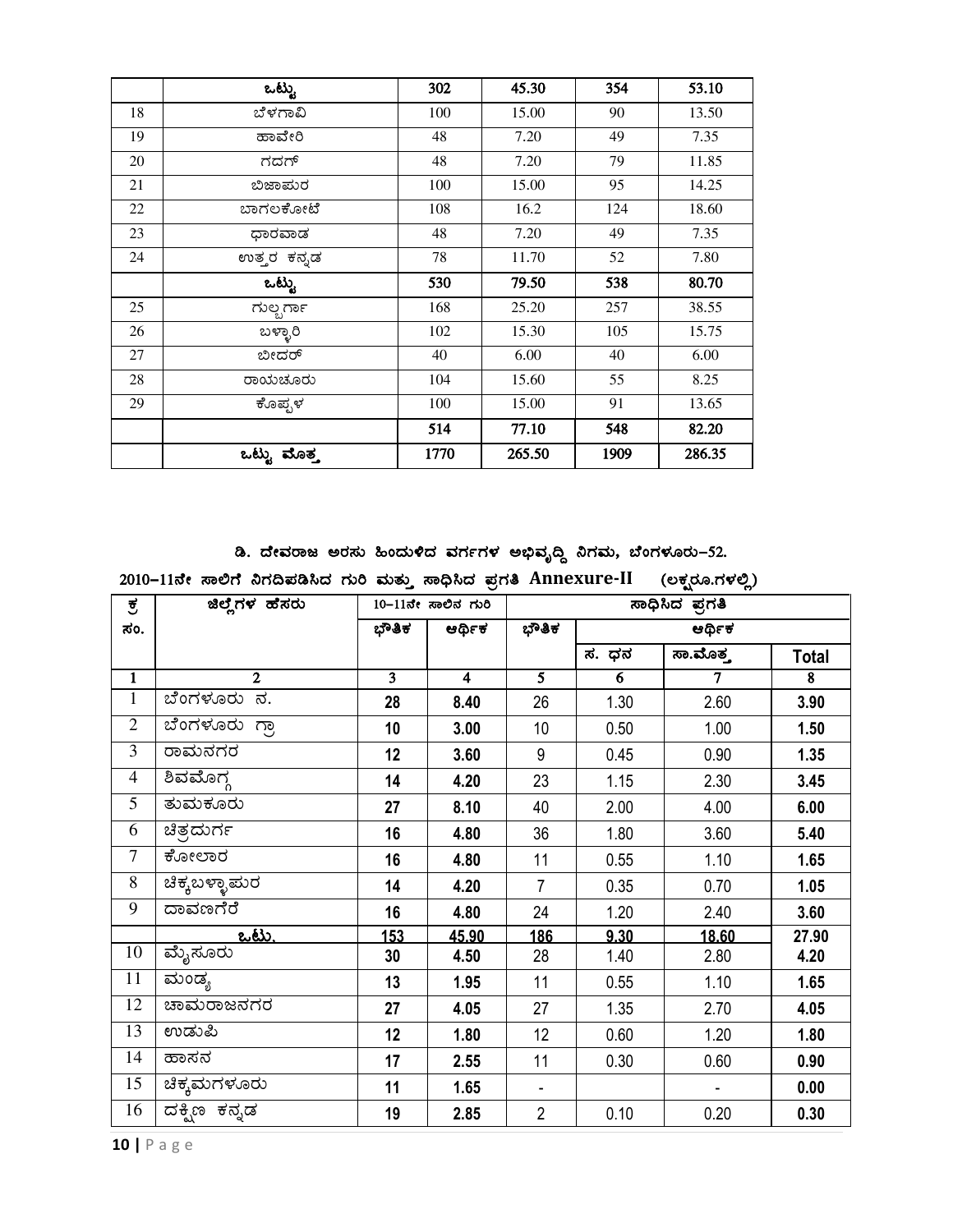| | ಒಟ್ಟು | 302 | 45.30 | 354 | 53.10 |
|---|---|---|---|---|---|
| 18 | ಬೆಳಗಾವಿ | 100 | 15.00 | 90 | 13.50 |
| 19 | ಹಾವೇರಿ | 48 | 7.20 | 49 | 7.35 |
| 20 | ಗದಗ್ | 48 | 7.20 | 79 | 11.85 |
| 21 | ಬಿಜಾಪುರ | 100 | 15.00 | 95 | 14.25 |
| 22 | ಬಾಗಲಕೋಟೆ | 108 | 16.2 | 124 | 18.60 |
| 23 | ಧಾರವಾಡ | 48 | 7.20 | 49 | 7.35 |
| 24 | ಉತ್ತರ ಕನ್ನಡ | 78 | 11.70 | 52 | 7.80 |
| | ಒಟ್ಟು | 530 | 79.50 | 538 | 80.70 |
| 25 | ಗುಲ್ಬರ್ಗಾ | 168 | 25.20 | 257 | 38.55 |
| 26 | ಬಳ್ಳಾರಿ | 102 | 15.30 | 105 | 15.75 |
| 27 | ಬೀದರ್ | 40 | 6.00 | 40 | 6.00 |
| 28 | ರಾಯಚೂರು | 104 | 15.60 | 55 | 8.25 |
| 29 | ಕೊಪ್ಪಳ | 100 | 15.00 | 91 | 13.65 |
| | | 514 | 77.10 | 548 | 82.20 |
| | ಒಟ್ಟು ಮೊತ್ತ | 1770 | 265.50 | 1909 | 286.35 |

**ಡಿ. ದೇವರಾಜ ಅರಸು ಹಿಂದುಳಿದ ವರ್ಗಗಳ ಅಭಿವೃದ್ಧಿ ನಿಗಮ, ಬೆಂಗಳೂರು-52.**

**2010-11ನೇ ಸಾಲಿಗೆ ನಿಗದಿಪಡಿಸಿದ ಗುರಿ ಮತ್ತು ಸಾಧಿಸಿದ ಪ್ರಗತಿ Annexure-II (ಲಕ್ಷರೂ.ಗಳಲ್ಲಿ)**

| ಕ್ರ ಸಂ. | ಜಿಲ್ಲೆಗಳ ಹೆಸರು | 10-11ನೇ ಸಾಲಿನ ಗುರಿ | | ಸಾಧಿಸಿದ ಪ್ರಗತಿ | | | |
|---|---|---|---|---|---|---|---|
| | | ಭೌತಿಕ | ಆರ್ಥಿಕ | ಭೌತಿಕ | ಆರ್ಥಿಕ | | |
| | | | | | ಸ. ಧನ | ಸಾ.ಮೊತ್ತ | Total |
| 1 | 2 | 3 | 4 | 5 | 6 | 7 | 8 |
| 1 | ಬೆಂಗಳೂರು ನ. | 28 | 8.40 | 26 | 1.30 | 2.60 | 3.90 |
| 2 | ಬೆಂಗಳೂರು ಗ್ರಾ | 10 | 3.00 | 10 | 0.50 | 1.00 | 1.50 |
| 3 | ರಾಮನಗರ | 12 | 3.60 | 9 | 0.45 | 0.90 | 1.35 |
| 4 | ಶಿವಮೊಗ್ಗ | 14 | 4.20 | 23 | 1.15 | 2.30 | 3.45 |
| 5 | ತುಮಕೂರು | 27 | 8.10 | 40 | 2.00 | 4.00 | 6.00 |
| 6 | ಚಿತ್ರದುರ್ಗ | 16 | 4.80 | 36 | 1.80 | 3.60 | 5.40 |
| 7 | ಕೋಲಾರ | 16 | 4.80 | 11 | 0.55 | 1.10 | 1.65 |
| 8 | ಚಿಕ್ಕಬಳ್ಳಾಪುರ | 14 | 4.20 | 7 | 0.35 | 0.70 | 1.05 |
| 9 | ದಾವಣಗೆರೆ | 16 | 4.80 | 24 | 1.20 | 2.40 | 3.60 |
| | ಒಟ್ಟು | 153 | 45.90 | 186 | 9.30 | 18.60 | 27.90 |
| 10 | ಮೈಸೂರು | 30 | 4.50 | 28 | 1.40 | 2.80 | 4.20 |
| 11 | ಮಂಡ್ಯ | 13 | 1.95 | 11 | 0.55 | 1.10 | 1.65 |
| 12 | ಚಾಮರಾಜನಗರ | 27 | 4.05 | 27 | 1.35 | 2.70 | 4.05 |
| 13 | ಉಡುಪಿ | 12 | 1.80 | 12 | 0.60 | 1.20 | 1.80 |
| 14 | ಹಾಸನ | 17 | 2.55 | 11 | 0.30 | 0.60 | 0.90 |
| 15 | ಚಿಕ್ಕಮಗಳೂರು | 11 | 1.65 | - | | - | 0.00 |
| 16 | ದಕ್ಷಿಣ ಕನ್ನಡ | 19 | 2.85 | 2 | 0.10 | 0.20 | 0.30 |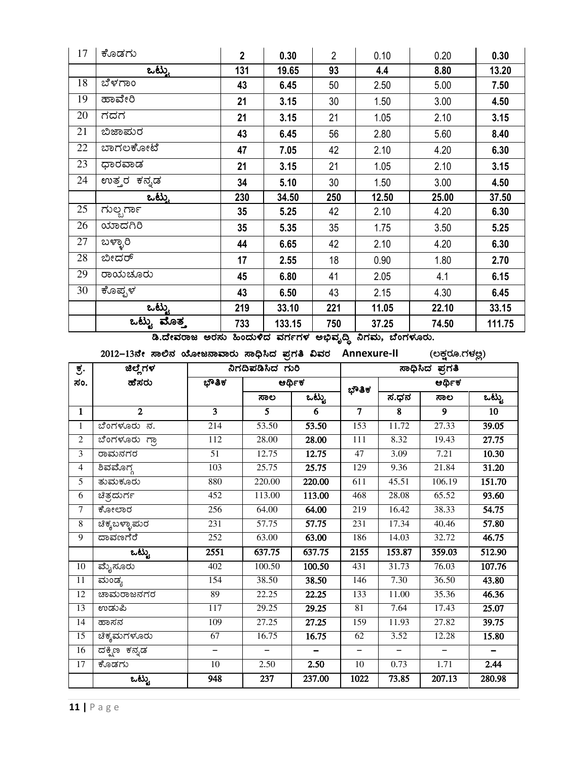| 17 | ಕೊಡಗು | 2 | 0.30 | 2 | 0.10 | 0.20 | 0.30 |
|---|---|---|---|---|---|---|---|
| | ಒಟ್ಟು | 131 | 19.65 | 93 | 4.4 | 8.80 | 13.20 |
| 18 | ಬೆಳಗಾಂ | 43 | 6.45 | 50 | 2.50 | 5.00 | 7.50 |
| 19 | ಹಾವೇರಿ | 21 | 3.15 | 30 | 1.50 | 3.00 | 4.50 |
| 20 | ಗದಗ | 21 | 3.15 | 21 | 1.05 | 2.10 | 3.15 |
| 21 | ಬಿಜಾಪುರ | 43 | 6.45 | 56 | 2.80 | 5.60 | 8.40 |
| 22 | ಬಾಗಲಕೋಟೆ | 47 | 7.05 | 42 | 2.10 | 4.20 | 6.30 |
| 23 | ಧಾರವಾಡ | 21 | 3.15 | 21 | 1.05 | 2.10 | 3.15 |
| 24 | ಉತ್ತರ ಕನ್ನಡ | 34 | 5.10 | 30 | 1.50 | 3.00 | 4.50 |
| | ಒಟ್ಟು | 230 | 34.50 | 250 | 12.50 | 25.00 | 37.50 |
| 25 | ಗುಲ್ಬರ್ಗಾ | 35 | 5.25 | 42 | 2.10 | 4.20 | 6.30 |
| 26 | ಯಾದಗಿರಿ | 35 | 5.35 | 35 | 1.75 | 3.50 | 5.25 |
| 27 | ಬಳ್ಳಾರಿ | 44 | 6.65 | 42 | 2.10 | 4.20 | 6.30 |
| 28 | ಬೀದರ್ | 17 | 2.55 | 18 | 0.90 | 1.80 | 2.70 |
| 29 | ರಾಯಚೂರು | 45 | 6.80 | 41 | 2.05 | 4.1 | 6.15 |
| 30 | ಕೊಪ್ಪಳ | 43 | 6.50 | 43 | 2.15 | 4.30 | 6.45 |
| | ಒಟ್ಟು | 219 | 33.10 | 221 | 11.05 | 22.10 | 33.15 |
| | ಒಟ್ಟು ಮೊತ್ತ | 733 | 133.15 | 750 | 37.25 | 74.50 | 111.75 |

**ಡಿ.ದೇವರಾಜ ಅರಸು ಹಿಂದುಳಿದ ವರ್ಗಗಳ ಅಭಿವೃದ್ಧಿ ನಿಗಮ, ಬೆಂಗಳೂರು.**

2012-13ನೇ ಸಾಲಿನ ಯೋಜನಾವಾರು ಸಾಧಿಸಿದ ಪ್ರಗತಿ ವಿವರ **Annexure-II** (ಲಕ್ಷರೂ.ಗಳಲ್ಲಿ)

| ಕ್ರ. ಸಂ. | ಜಿಲ್ಲೆಗಳ ಹೆಸರು | ನಿಗದಿಪಡಿಸಿದ ಗುರಿ | | | ಸಾಧಿಸಿದ ಪ್ರಗತಿ | | | |
|---|---|---|---|---|---|---|---|---|
| | | ಭೌತಿಕ | ಆರ್ಥಿಕ | | ಭೌತಿಕ | ಆರ್ಥಿಕ | | |
| | | | ಸಾಲ | ಒಟ್ಟು | | ಸ.ಧನ | ಸಾಲ | ಒಟ್ಟು |
| 1 | 2 | 3 | 5 | 6 | 7 | 8 | 9 | 10 |
| 1 | ಬೆಂಗಳೂರು ನ. | 214 | 53.50 | 53.50 | 153 | 11.72 | 27.33 | 39.05 |
| 2 | ಬೆಂಗಳೂರು ಗ್ರಾ | 112 | 28.00 | 28.00 | 111 | 8.32 | 19.43 | 27.75 |
| 3 | ರಾಮನಗರ | 51 | 12.75 | 12.75 | 47 | 3.09 | 7.21 | 10.30 |
| 4 | ಶಿವಮೊಗ್ಗ | 103 | 25.75 | 25.75 | 129 | 9.36 | 21.84 | 31.20 |
| 5 | ತುಮಕೂರು | 880 | 220.00 | 220.00 | 611 | 45.51 | 106.19 | 151.70 |
| 6 | ಚಿತ್ರದುರ್ಗ | 452 | 113.00 | 113.00 | 468 | 28.08 | 65.52 | 93.60 |
| 7 | ಕೋಲಾರ | 256 | 64.00 | 64.00 | 219 | 16.42 | 38.33 | 54.75 |
| 8 | ಚಿಕ್ಕಬಳ್ಳಾಪುರ | 231 | 57.75 | 57.75 | 231 | 17.34 | 40.46 | 57.80 |
| 9 | ದಾವಣಗೆರೆ | 252 | 63.00 | 63.00 | 186 | 14.03 | 32.72 | 46.75 |
| | ಒಟ್ಟು | 2551 | 637.75 | 637.75 | 2155 | 153.87 | 359.03 | 512.90 |
| 10 | ಮೈಸೂರು | 402 | 100.50 | 100.50 | 431 | 31.73 | 76.03 | 107.76 |
| 11 | ಮಂಡ್ಯ | 154 | 38.50 | 38.50 | 146 | 7.30 | 36.50 | 43.80 |
| 12 | ಚಾಮರಾಜನಗರ | 89 | 22.25 | 22.25 | 133 | 11.00 | 35.36 | 46.36 |
| 13 | ಉಡುಪಿ | 117 | 29.25 | 29.25 | 81 | 7.64 | 17.43 | 25.07 |
| 14 | ಹಾಸನ | 109 | 27.25 | 27.25 | 159 | 11.93 | 27.82 | 39.75 |
| 15 | ಚಿಕ್ಕಮಗಳೂರು | 67 | 16.75 | 16.75 | 62 | 3.52 | 12.28 | 15.80 |
| 16 | ದಕ್ಷಿಣ ಕನ್ನಡ | – | – | – | – | – | – | – |
| 17 | ಕೊಡಗು | 10 | 2.50 | 2.50 | 10 | 0.73 | 1.71 | 2.44 |
| | ಒಟ್ಟು | 948 | 237 | 237.00 | 1022 | 73.85 | 207.13 | 280.98 |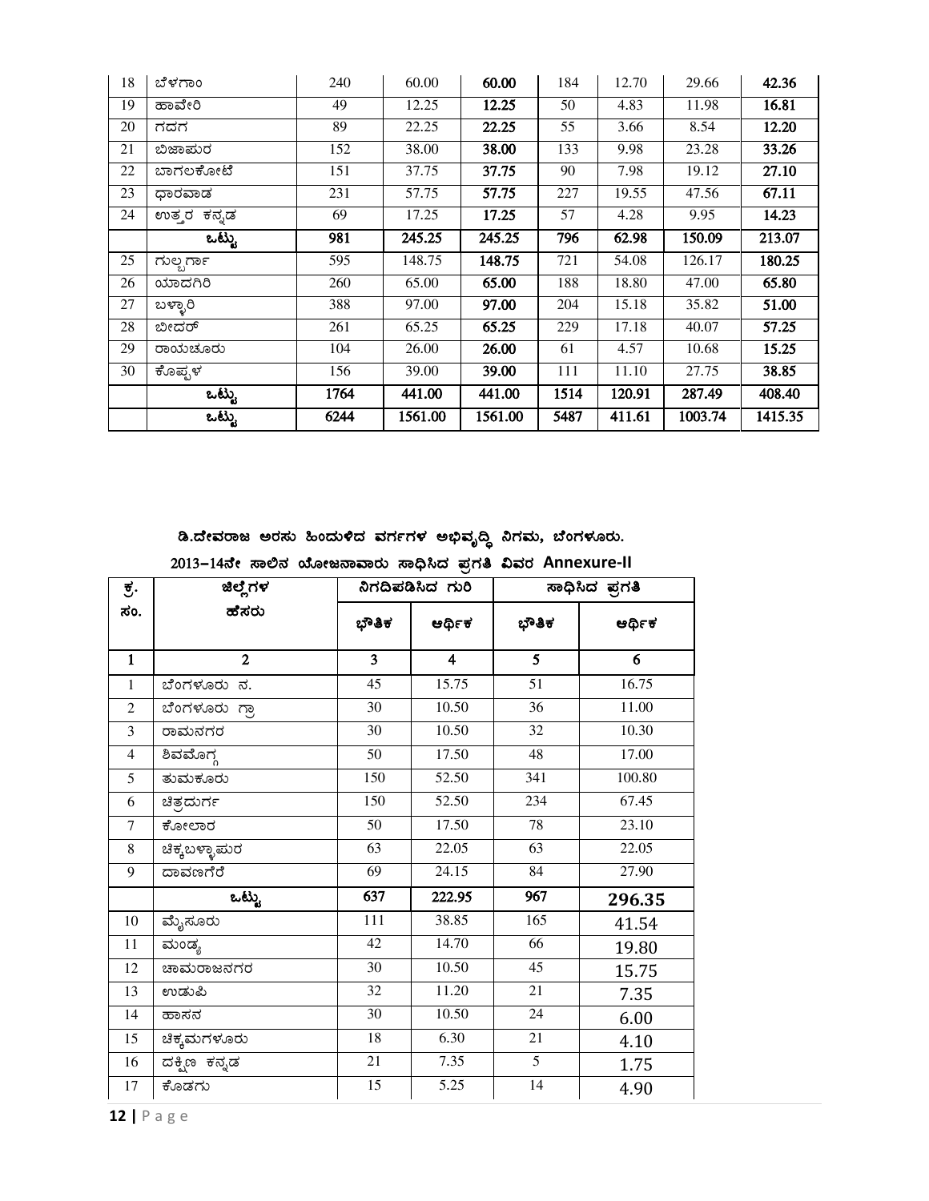| 18 | ಬೆಳಗಾಂ | 240 | 60.00 | **60.00** | 184 | 12.70 | 29.66 | **42.36** |
|---|---|---|---|---|---|---|---|---|
| 19 | ಹಾವೇರಿ | 49 | 12.25 | **12.25** | 50 | 4.83 | 11.98 | **16.81** |
| 20 | ಗದಗ | 89 | 22.25 | **22.25** | 55 | 3.66 | 8.54 | **12.20** |
| 21 | ಬಿಜಾಪುರ | 152 | 38.00 | **38.00** | 133 | 9.98 | 23.28 | **33.26** |
| 22 | ಬಾಗಲಕೋಟೆ | 151 | 37.75 | **37.75** | 90 | 7.98 | 19.12 | **27.10** |
| 23 | ಧಾರವಾಡ | 231 | 57.75 | **57.75** | 227 | 19.55 | 47.56 | **67.11** |
| 24 | ಉತ್ತರ ಕನ್ನಡ | 69 | 17.25 | **17.25** | 57 | 4.28 | 9.95 | **14.23** |
| | **ಒಟ್ಟು** | **981** | **245.25** | **245.25** | **796** | **62.98** | **150.09** | **213.07** |
| 25 | ಗುಲ್ಬರ್ಗಾ | 595 | 148.75 | **148.75** | 721 | 54.08 | 126.17 | **180.25** |
| 26 | ಯಾದಗಿರಿ | 260 | 65.00 | **65.00** | 188 | 18.80 | 47.00 | **65.80** |
| 27 | ಬಳ್ಳಾರಿ | 388 | 97.00 | **97.00** | 204 | 15.18 | 35.82 | **51.00** |
| 28 | ಬೀದರ್ | 261 | 65.25 | **65.25** | 229 | 17.18 | 40.07 | **57.25** |
| 29 | ರಾಯಚೂರು | 104 | 26.00 | **26.00** | 61 | 4.57 | 10.68 | **15.25** |
| 30 | ಕೊಪ್ಪಳ | 156 | 39.00 | **39.00** | 111 | 11.10 | 27.75 | **38.85** |
| | **ಒಟ್ಟು** | **1764** | **441.00** | **441.00** | **1514** | **120.91** | **287.49** | **408.40** |
| | **ಒಟ್ಟು** | **6244** | **1561.00** | **1561.00** | **5487** | **411.61** | **1003.74** | **1415.35** |

**ಡಿ.ದೇವರಾಜ ಅರಸು ಹಿಂದುಳಿದ ವರ್ಗಗಳ ಅಭಿವೃದ್ಧಿ ನಿಗಮ, ಬೆಂಗಳೂರು.**

**2013–14ನೇ ಸಾಲಿನ ಯೋಜನಾವಾರು ಸಾಧಿಸಿದ ಪ್ರಗತಿ ವಿವರ Annexure-II**

| ಕ್ರ. ಸಂ. | ಜಿಲ್ಲೆಗಳ ಹೆಸರು | ನಿಗದಿಪಡಿಸಿದ ಗುರಿ | | ಸಾಧಿಸಿದ ಪ್ರಗತಿ | |
|---|---|---|---|---|---|
| | | ಭೌತಿಕ | ಆರ್ಥಿಕ | ಭೌತಿಕ | ಆರ್ಥಿಕ |
| **1** | **2** | **3** | **4** | **5** | **6** |
| 1 | ಬೆಂಗಳೂರು ನ. | 45 | 15.75 | 51 | 16.75 |
| 2 | ಬೆಂಗಳೂರು ಗ್ರಾ | 30 | 10.50 | 36 | 11.00 |
| 3 | ರಾಮನಗರ | 30 | 10.50 | 32 | 10.30 |
| 4 | ಶಿವಮೊಗ್ಗ | 50 | 17.50 | 48 | 17.00 |
| 5 | ತುಮಕೂರು | 150 | 52.50 | 341 | 100.80 |
| 6 | ಚಿತ್ರದುರ್ಗ | 150 | 52.50 | 234 | 67.45 |
| 7 | ಕೋಲಾರ | 50 | 17.50 | 78 | 23.10 |
| 8 | ಚಿಕ್ಕಬಳ್ಳಾಪುರ | 63 | 22.05 | 63 | 22.05 |
| 9 | ದಾವಣಗೆರೆ | 69 | 24.15 | 84 | 27.90 |
| | **ಒಟ್ಟು** | **637** | **222.95** | **967** | **296.35** |
| 10 | ಮೈಸೂರು | 111 | 38.85 | 165 | 41.54 |
| 11 | ಮಂಡ್ಯ | 42 | 14.70 | 66 | 19.80 |
| 12 | ಚಾಮರಾಜನಗರ | 30 | 10.50 | 45 | 15.75 |
| 13 | ಉಡುಪಿ | 32 | 11.20 | 21 | 7.35 |
| 14 | ಹಾಸನ | 30 | 10.50 | 24 | 6.00 |
| 15 | ಚಿಕ್ಕಮಗಳೂರು | 18 | 6.30 | 21 | 4.10 |
| 16 | ದಕ್ಷಿಣ ಕನ್ನಡ | 21 | 7.35 | 5 | 1.75 |
| 17 | ಕೊಡಗು | 15 | 5.25 | 14 | 4.90 |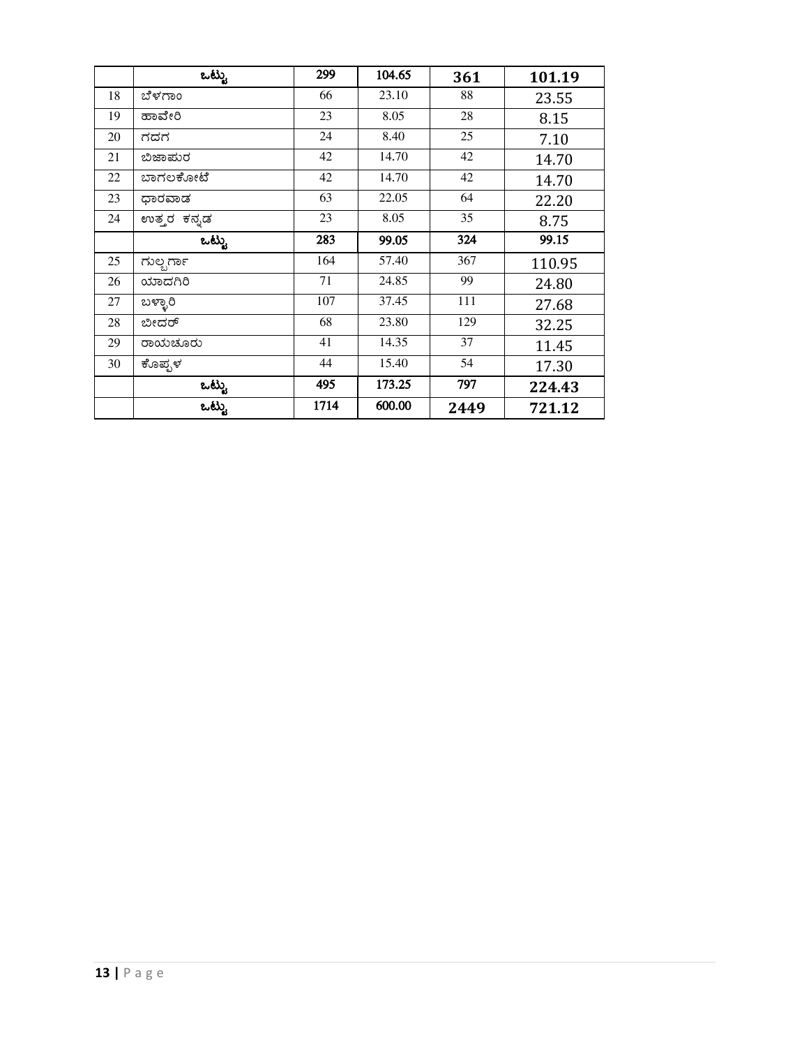| | | | | | |
|---|---|---|---|---|---|
| | ಒಟ್ಟು | 299 | 104.65 | 361 | 101.19 |
| 18 | ಬೆಳಗಾಂ | 66 | 23.10 | 88 | 23.55 |
| 19 | ಹಾವೇರಿ | 23 | 8.05 | 28 | 8.15 |
| 20 | ಗದಗ | 24 | 8.40 | 25 | 7.10 |
| 21 | ಬಿಜಾಪುರ | 42 | 14.70 | 42 | 14.70 |
| 22 | ಬಾಗಲಕೋಟೆ | 42 | 14.70 | 42 | 14.70 |
| 23 | ಧಾರವಾಡ | 63 | 22.05 | 64 | 22.20 |
| 24 | ಉತ್ತರ ಕನ್ನಡ | 23 | 8.05 | 35 | 8.75 |
| | ಒಟ್ಟು | 283 | 99.05 | 324 | 99.15 |
| 25 | ಗುಲ್ಬರ್ಗಾ | 164 | 57.40 | 367 | 110.95 |
| 26 | ಯಾದಗಿರಿ | 71 | 24.85 | 99 | 24.80 |
| 27 | ಬಳ್ಳಾರಿ | 107 | 37.45 | 111 | 27.68 |
| 28 | ಬೀದರ್ | 68 | 23.80 | 129 | 32.25 |
| 29 | ರಾಯಚೂರು | 41 | 14.35 | 37 | 11.45 |
| 30 | ಕೊಪ್ಪಳ | 44 | 15.40 | 54 | 17.30 |
| | ಒಟ್ಟು | 495 | 173.25 | 797 | 224.43 |
| | ಒಟ್ಟು | 1714 | 600.00 | 2449 | 721.12 |